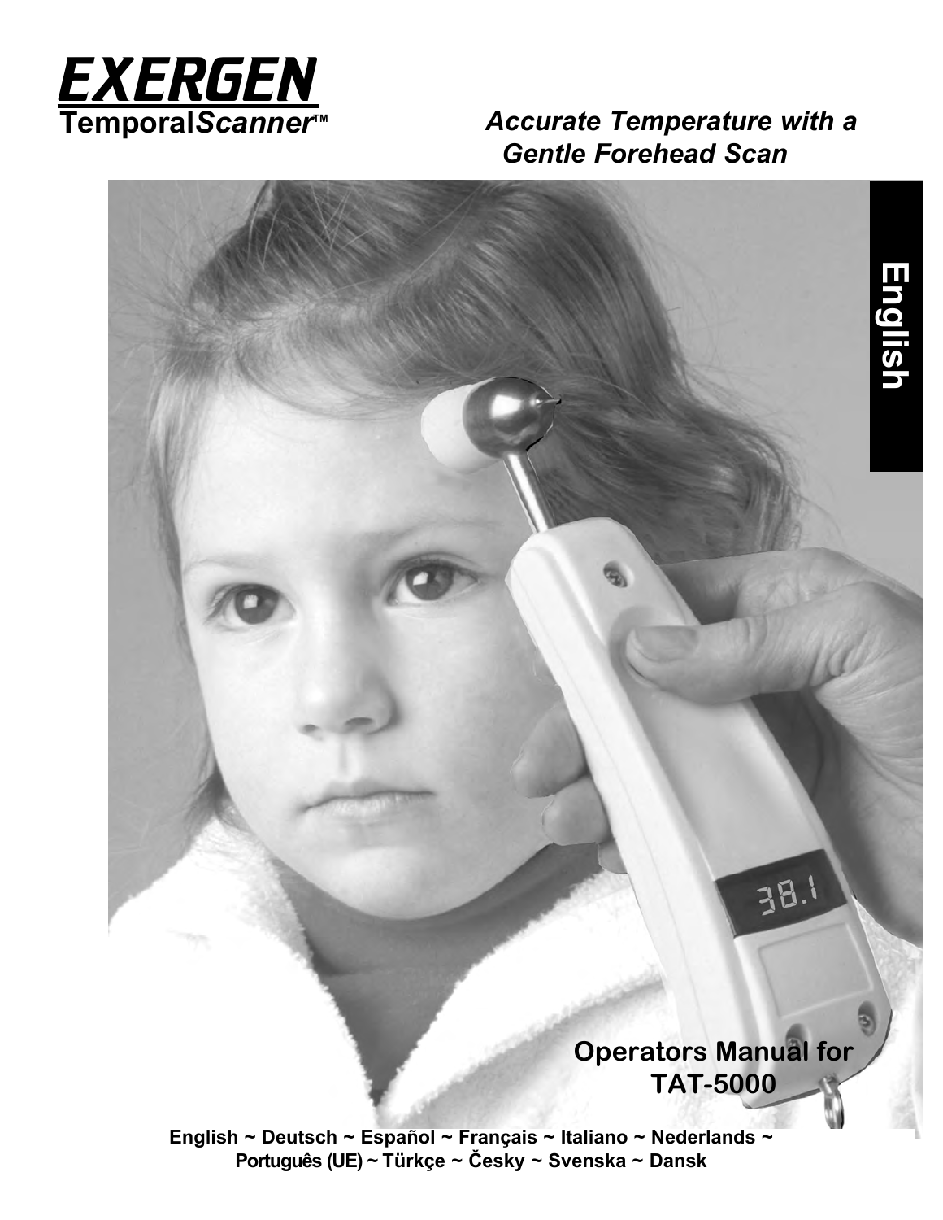# EXERGEN

**Temporal*Scanner*™**

***Accurate Temperature with a Gentle Forehead Scan***

**English**

**Operators Manual for TAT-5000**

**English ~ Deutsch ~ Español ~ Français ~ Italiano ~ Nederlands ~ Português (UE) ~ Türkçe ~ Česky ~ Svenska ~ Dansk**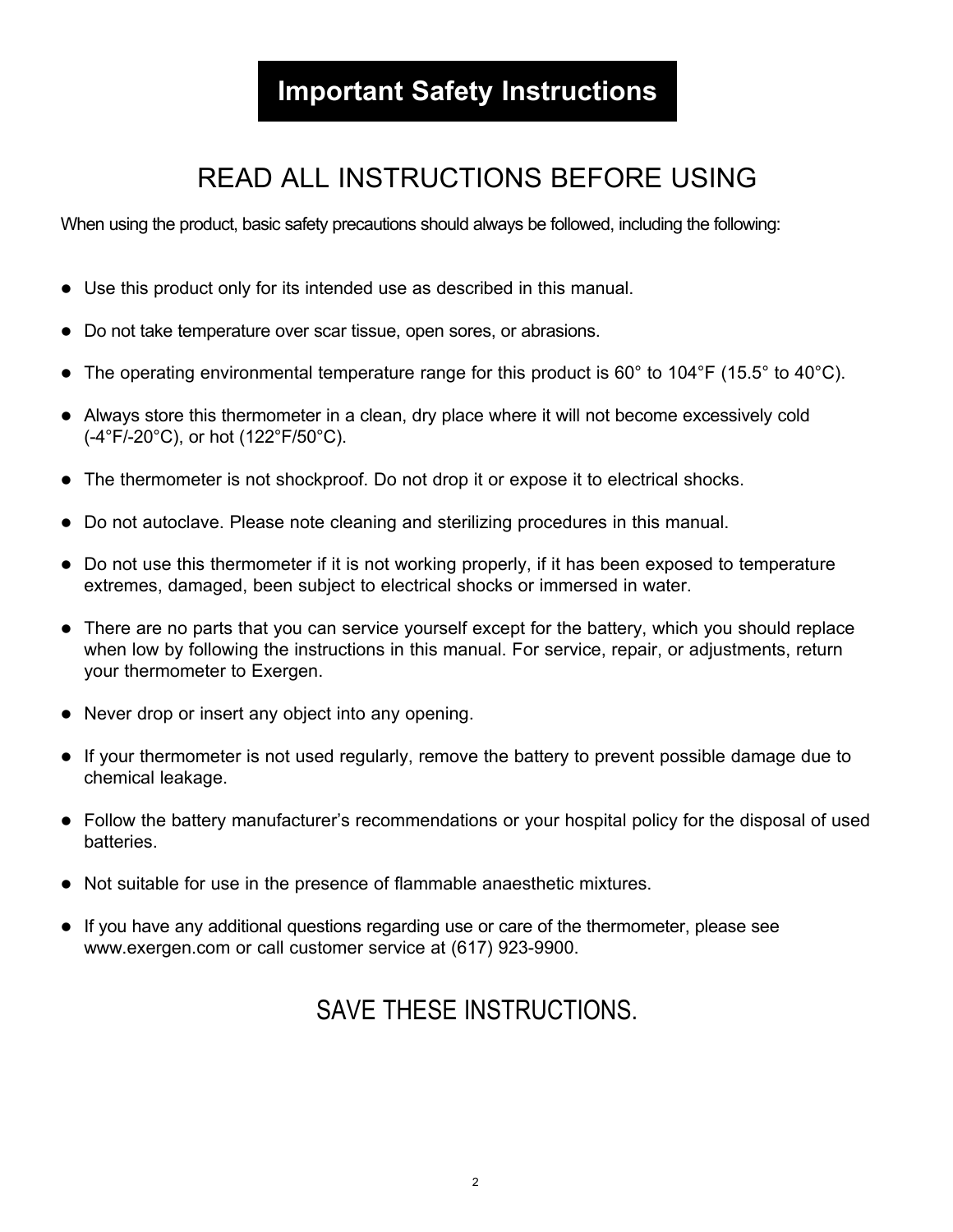# Important Safety Instructions

## READ ALL INSTRUCTIONS BEFORE USING

When using the product, basic safety precautions should always be followed, including the following:

- Use this product only for its intended use as described in this manual.
- Do not take temperature over scar tissue, open sores, or abrasions.
- The operating environmental temperature range for this product is 60° to 104°F (15.5° to 40°C).
- Always store this thermometer in a clean, dry place where it will not become excessively cold (-4°F/-20°C), or hot (122°F/50°C).
- The thermometer is not shockproof. Do not drop it or expose it to electrical shocks.
- Do not autoclave. Please note cleaning and sterilizing procedures in this manual.
- Do not use this thermometer if it is not working properly, if it has been exposed to temperature extremes, damaged, been subject to electrical shocks or immersed in water.
- There are no parts that you can service yourself except for the battery, which you should replace when low by following the instructions in this manual. For service, repair, or adjustments, return your thermometer to Exergen.
- Never drop or insert any object into any opening.
- If your thermometer is not used regularly, remove the battery to prevent possible damage due to chemical leakage.
- Follow the battery manufacturer's recommendations or your hospital policy for the disposal of used batteries.
- Not suitable for use in the presence of flammable anaesthetic mixtures.
- If you have any additional questions regarding use or care of the thermometer, please see www.exergen.com or call customer service at (617) 923-9900.

## SAVE THESE INSTRUCTIONS.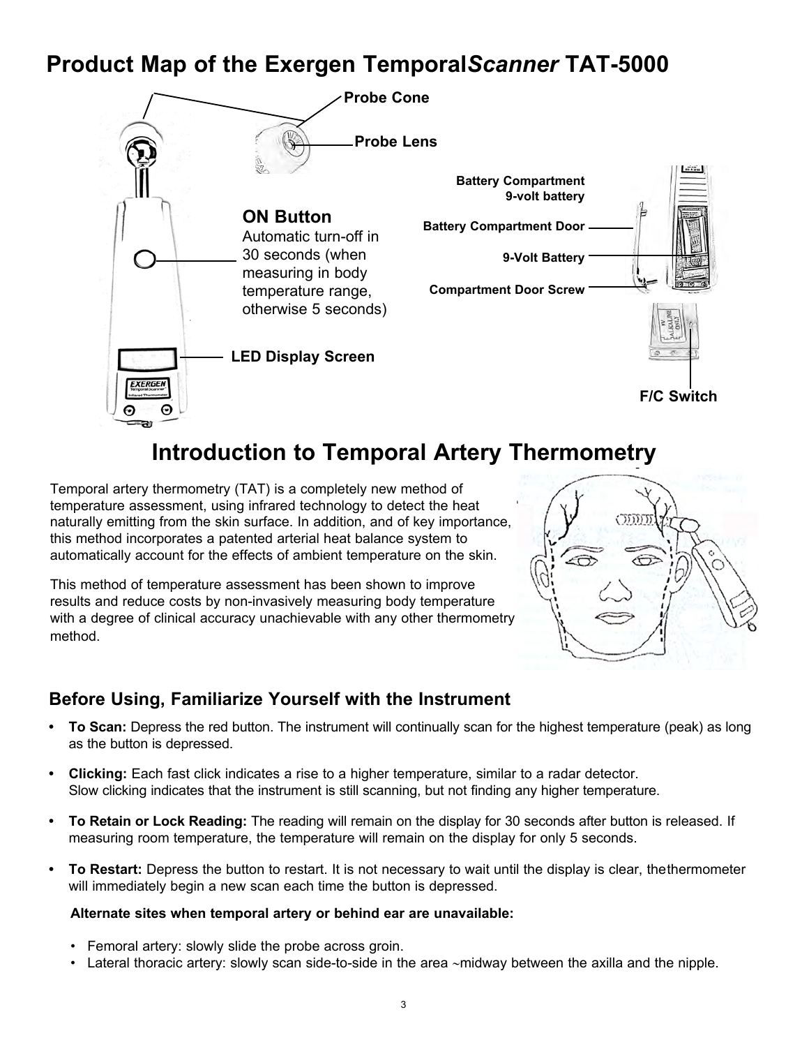# Product Map of the Exergen Temporal*Scanner* TAT-5000

Probe Cone

Probe Lens

**ON Button**
Automatic turn-off in 30 seconds (when measuring in body temperature range, otherwise 5 seconds)

LED Display Screen

Battery Compartment 9-volt battery

Battery Compartment Door

9-Volt Battery

Compartment Door Screw

F/C Switch

# Introduction to Temporal Artery Thermometry

Temporal artery thermometry (TAT) is a completely new method of temperature assessment, using infrared technology to detect the heat naturally emitting from the skin surface. In addition, and of key importance, this method incorporates a patented arterial heat balance system to automatically account for the effects of ambient temperature on the skin.

This method of temperature assessment has been shown to improve results and reduce costs by non-invasively measuring body temperature with a degree of clinical accuracy unachievable with any other thermometry method.

## Before Using, Familiarize Yourself with the Instrument

- **To Scan:** Depress the red button. The instrument will continually scan for the highest temperature (peak) as long as the button is depressed.
- **Clicking:** Each fast click indicates a rise to a higher temperature, similar to a radar detector. Slow clicking indicates that the instrument is still scanning, but not finding any higher temperature.
- **To Retain or Lock Reading:** The reading will remain on the display for 30 seconds after button is released. If measuring room temperature, the temperature will remain on the display for only 5 seconds.
- **To Restart:** Depress the button to restart. It is not necessary to wait until the display is clear, thethermometer will immediately begin a new scan each time the button is depressed.

**Alternate sites when temporal artery or behind ear are unavailable:**

- Femoral artery: slowly slide the probe across groin.
- Lateral thoracic artery: slowly scan side-to-side in the area ~midway between the axilla and the nipple.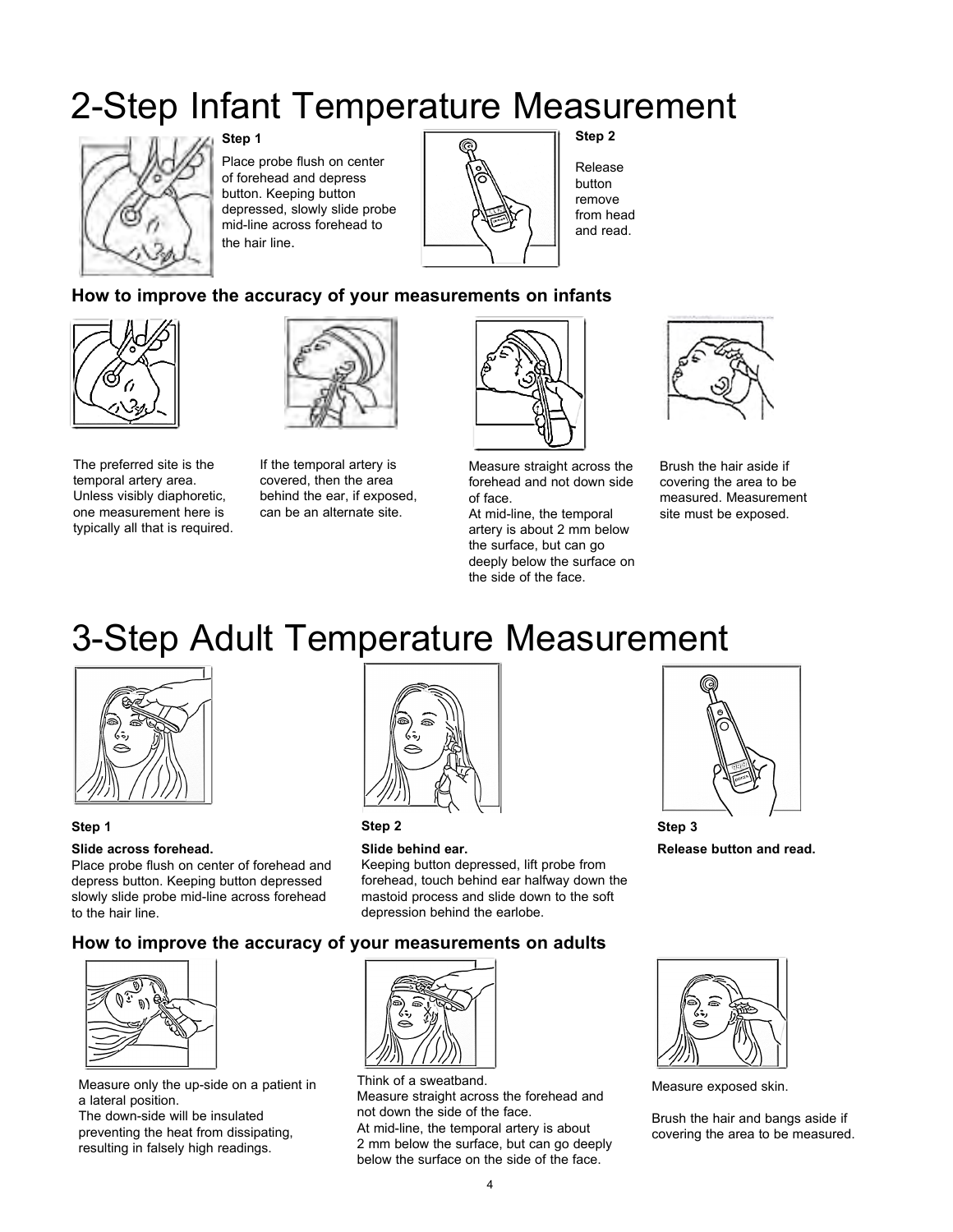# 2-Step Infant Temperature Measurement

**Step 1**

Place probe flush on center of forehead and depress button. Keeping button depressed, slowly slide probe mid-line across forehead to the hair line.

**Step 2**

Release button remove from head and read.

### How to improve the accuracy of your measurements on infants

The preferred site is the temporal artery area. Unless visibly diaphoretic, one measurement here is typically all that is required.

If the temporal artery is covered, then the area behind the ear, if exposed, can be an alternate site.

Measure straight across the forehead and not down side of face.
At mid-line, the temporal artery is about 2 mm below the surface, but can go deeply below the surface on the side of the face.

Brush the hair aside if covering the area to be measured. Measurement site must be exposed.

# 3-Step Adult Temperature Measurement

**Step 1**

**Slide across forehead.**
Place probe flush on center of forehead and depress button. Keeping button depressed slowly slide probe mid-line across forehead to the hair line.

**Step 2**

**Slide behind ear.**
Keeping button depressed, lift probe from forehead, touch behind ear halfway down the mastoid process and slide down to the soft depression behind the earlobe.

**Step 3**

**Release button and read.**

### How to improve the accuracy of your measurements on adults

Measure only the up-side on a patient in a lateral position.
The down-side will be insulated preventing the heat from dissipating, resulting in falsely high readings.

Think of a sweatband.
Measure straight across the forehead and not down the side of the face.
At mid-line, the temporal artery is about 2 mm below the surface, but can go deeply below the surface on the side of the face.

Measure exposed skin.

Brush the hair and bangs aside if covering the area to be measured.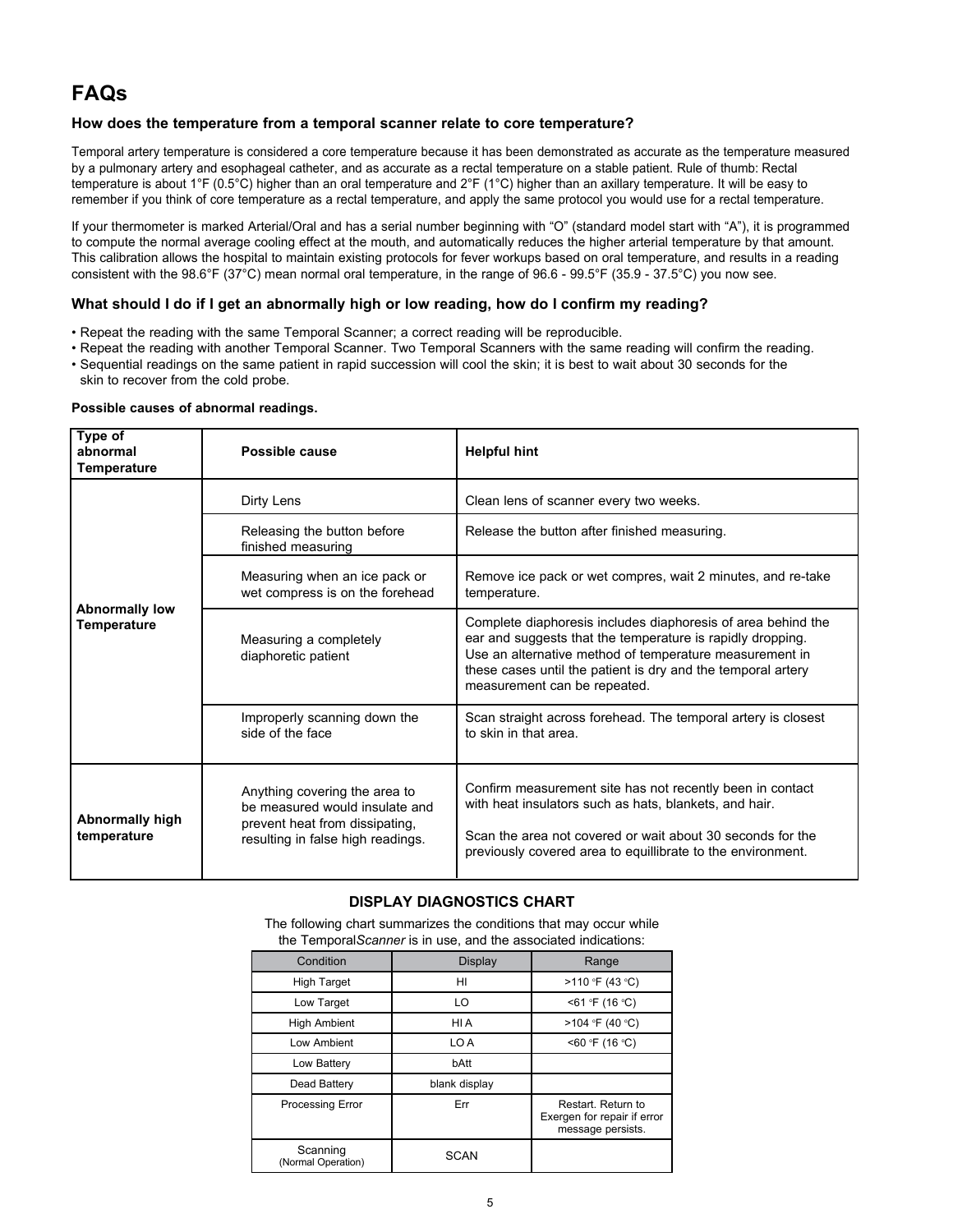# FAQs

### How does the temperature from a temporal scanner relate to core temperature?

Temporal artery temperature is considered a core temperature because it has been demonstrated as accurate as the temperature measured by a pulmonary artery and esophageal catheter, and as accurate as a rectal temperature on a stable patient. Rule of thumb: Rectal temperature is about 1°F (0.5°C) higher than an oral temperature and 2°F (1°C) higher than an axillary temperature. It will be easy to remember if you think of core temperature as a rectal temperature, and apply the same protocol you would use for a rectal temperature.

If your thermometer is marked Arterial/Oral and has a serial number beginning with "O" (standard model start with "A"), it is programmed to compute the normal average cooling effect at the mouth, and automatically reduces the higher arterial temperature by that amount. This calibration allows the hospital to maintain existing protocols for fever workups based on oral temperature, and results in a reading consistent with the 98.6°F (37°C) mean normal oral temperature, in the range of 96.6 - 99.5°F (35.9 - 37.5°C) you now see.

### What should I do if I get an abnormally high or low reading, how do I confirm my reading?

- Repeat the reading with the same Temporal Scanner; a correct reading will be reproducible.
- Repeat the reading with another Temporal Scanner. Two Temporal Scanners with the same reading will confirm the reading.
- Sequential readings on the same patient in rapid succession will cool the skin; it is best to wait about 30 seconds for the skin to recover from the cold probe.

**Possible causes of abnormal readings.**

| Type of abnormal Temperature | Possible cause | Helpful hint |
|---|---|---|
| **Abnormally low Temperature** | Dirty Lens | Clean lens of scanner every two weeks. |
| | Releasing the button before finished measuring | Release the button after finished measuring. |
| | Measuring when an ice pack or wet compress is on the forehead | Remove ice pack or wet compres, wait 2 minutes, and re-take temperature. |
| | Measuring a completely diaphoretic patient | Complete diaphoresis includes diaphoresis of area behind the ear and suggests that the temperature is rapidly dropping. Use an alternative method of temperature measurement in these cases until the patient is dry and the temporal artery measurement can be repeated. |
| | Improperly scanning down the side of the face | Scan straight across forehead. The temporal artery is closest to skin in that area. |
| **Abnormally high temperature** | Anything covering the area to be measured would insulate and prevent heat from dissipating, resulting in false high readings. | Confirm measurement site has not recently been in contact with heat insulators such as hats, blankets, and hair. Scan the area not covered or wait about 30 seconds for the previously covered area to equillibrate to the environment. |

### DISPLAY DIAGNOSTICS CHART

The following chart summarizes the conditions that may occur while the Temporal*Scanner* is in use, and the associated indications:

| Condition | Display | Range |
|---|---|---|
| High Target | HI | >110 °F (43 °C) |
| Low Target | LO | <61 °F (16 °C) |
| High Ambient | HI A | >104 °F (40 °C) |
| Low Ambient | LO A | <60 °F (16 °C) |
| Low Battery | bAtt | |
| Dead Battery | blank display | |
| Processing Error | Err | Restart. Return to Exergen for repair if error message persists. |
| Scanning (Normal Operation) | SCAN | |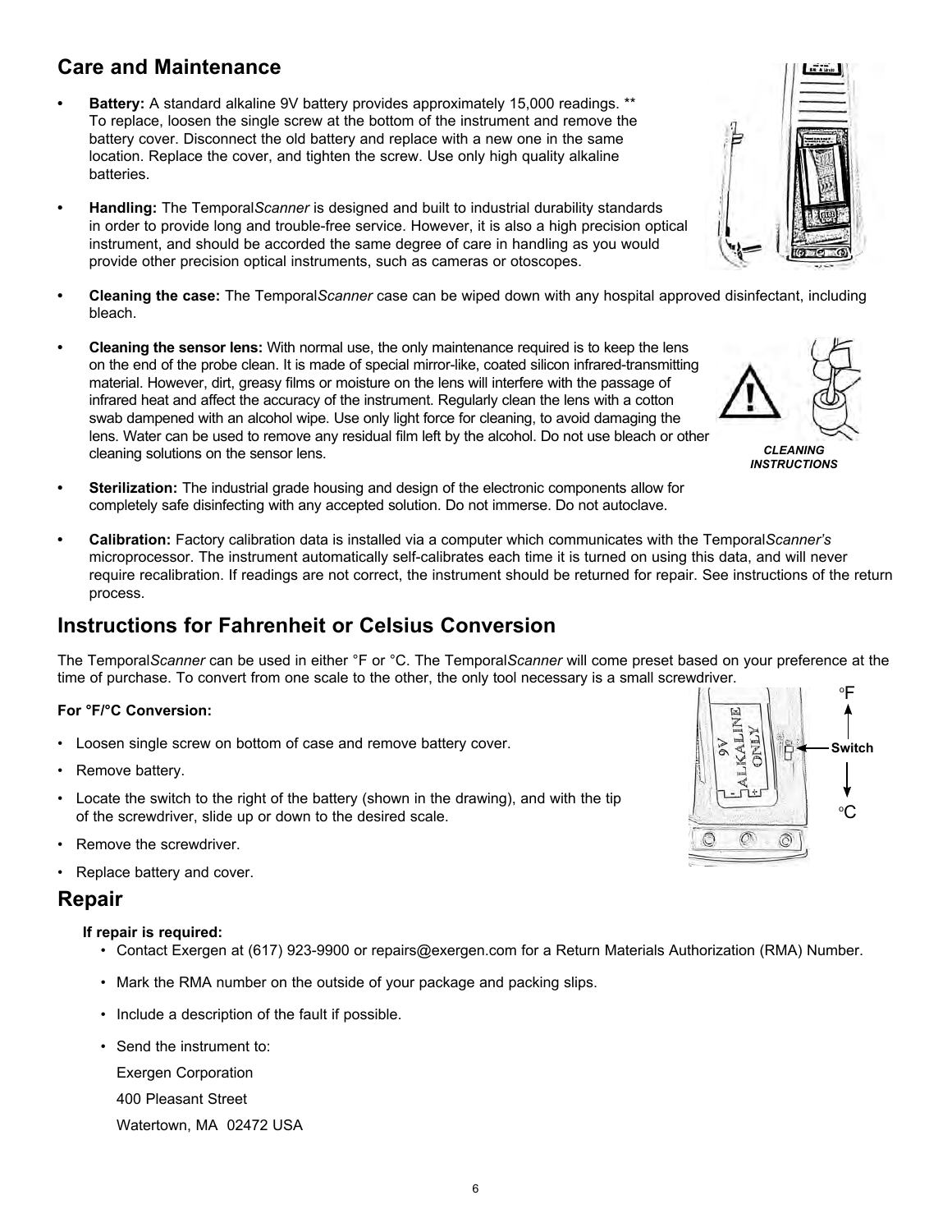## Care and Maintenance

- **Battery:** A standard alkaline 9V battery provides approximately 15,000 readings. ** To replace, loosen the single screw at the bottom of the instrument and remove the battery cover. Disconnect the old battery and replace with a new one in the same location. Replace the cover, and tighten the screw. Use only high quality alkaline batteries.
- **Handling:** The Temporal*Scanner* is designed and built to industrial durability standards in order to provide long and trouble-free service. However, it is also a high precision optical instrument, and should be accorded the same degree of care in handling as you would provide other precision optical instruments, such as cameras or otoscopes.
- **Cleaning the case:** The Temporal*Scanner* case can be wiped down with any hospital approved disinfectant, including bleach.
- **Cleaning the sensor lens:** With normal use, the only maintenance required is to keep the lens on the end of the probe clean. It is made of special mirror-like, coated silicon infrared-transmitting material. However, dirt, greasy films or moisture on the lens will interfere with the passage of infrared heat and affect the accuracy of the instrument. Regularly clean the lens with a cotton swab dampened with an alcohol wipe. Use only light force for cleaning, to avoid damaging the lens. Water can be used to remove any residual film left by the alcohol. Do not use bleach or other cleaning solutions on the sensor lens.

*CLEANING INSTRUCTIONS*

- **Sterilization:** The industrial grade housing and design of the electronic components allow for completely safe disinfecting with any accepted solution. Do not immerse. Do not autoclave.
- **Calibration:** Factory calibration data is installed via a computer which communicates with the Temporal*Scanner's* microprocessor. The instrument automatically self-calibrates each time it is turned on using this data, and will never require recalibration. If readings are not correct, the instrument should be returned for repair. See instructions of the return process.

## Instructions for Fahrenheit or Celsius Conversion

The Temporal*Scanner* can be used in either °F or °C. The Temporal*Scanner* will come preset based on your preference at the time of purchase. To convert from one scale to the other, the only tool necessary is a small screwdriver.

### For °F/°C Conversion:

- Loosen single screw on bottom of case and remove battery cover.
- Remove battery.
- Locate the switch to the right of the battery (shown in the drawing), and with the tip of the screwdriver, slide up or down to the desired scale.
- Remove the screwdriver.
- Replace battery and cover.

## Repair

**If repair is required:**

- Contact Exergen at (617) 923-9900 or repairs@exergen.com for a Return Materials Authorization (RMA) Number.
- Mark the RMA number on the outside of your package and packing slips.
- Include a description of the fault if possible.
- Send the instrument to:

  Exergen Corporation

  400 Pleasant Street

  Watertown, MA 02472 USA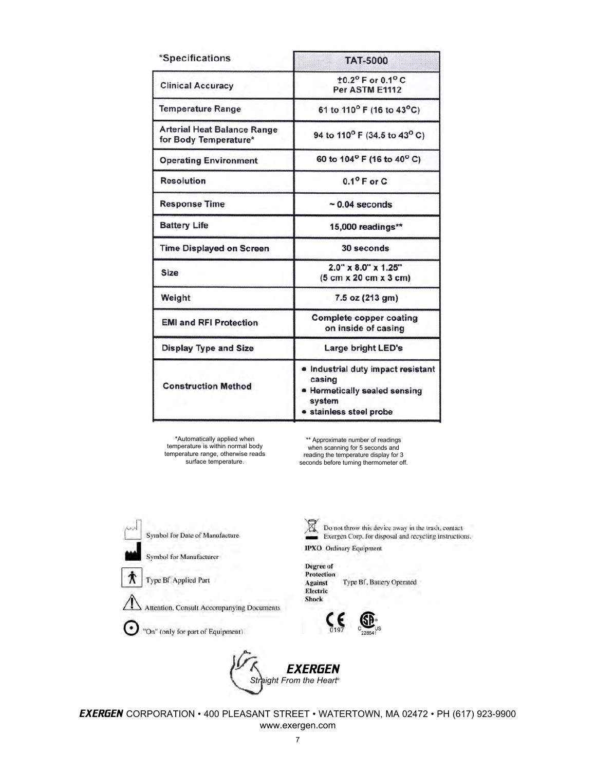| *Specifications | TAT-5000 |
|---|---|
| Clinical Accuracy | ±0.2° F or 0.1° C<br>Per ASTM E1112 |
| Temperature Range | 61 to 110° F (16 to 43°C) |
| Arterial Heat Balance Range for Body Temperature* | 94 to 110° F (34.5 to 43° C) |
| Operating Environment | 60 to 104° F (16 to 40° C) |
| Resolution | 0.1° F or C |
| Response Time | ~ 0.04 seconds |
| Battery Life | 15,000 readings** |
| Time Displayed on Screen | 30 seconds |
| Size | 2.0" x 8.0" x 1.25"<br>(5 cm x 20 cm x 3 cm) |
| Weight | 7.5 oz (213 gm) |
| EMI and RFI Protection | Complete copper coating on inside of casing |
| Display Type and Size | Large bright LED's |
| Construction Method | • Industrial duty impact resistant casing<br>• Hermetically sealed sensing system<br>• stainless steel probe |

*Automatically applied when temperature is within normal body temperature range, otherwise reads surface temperature.

** Approximate number of readings when scanning for 5 seconds and reading the temperature display for 3 seconds before turning thermometer off.

Symbol for Date of Manufacture

Symbol for Manufacturer

Type BF Applied Part

Attention, Consult Accompanying Documents

"On" (only for part of Equipment)

Do not throw this device away in the trash, contact Exergen Corp. for disposal and recycling instructions.

IPXO Ordinary Equipment

Degree of Protection Against Electric Shock — Type BF, Battery Operated

CE 0197

C US 228641

**EXERGEN**

*Straight From the Heart®*

**EXERGEN** CORPORATION • 400 PLEASANT STREET • WATERTOWN, MA 02472 • PH (617) 923-9900
www.exergen.com